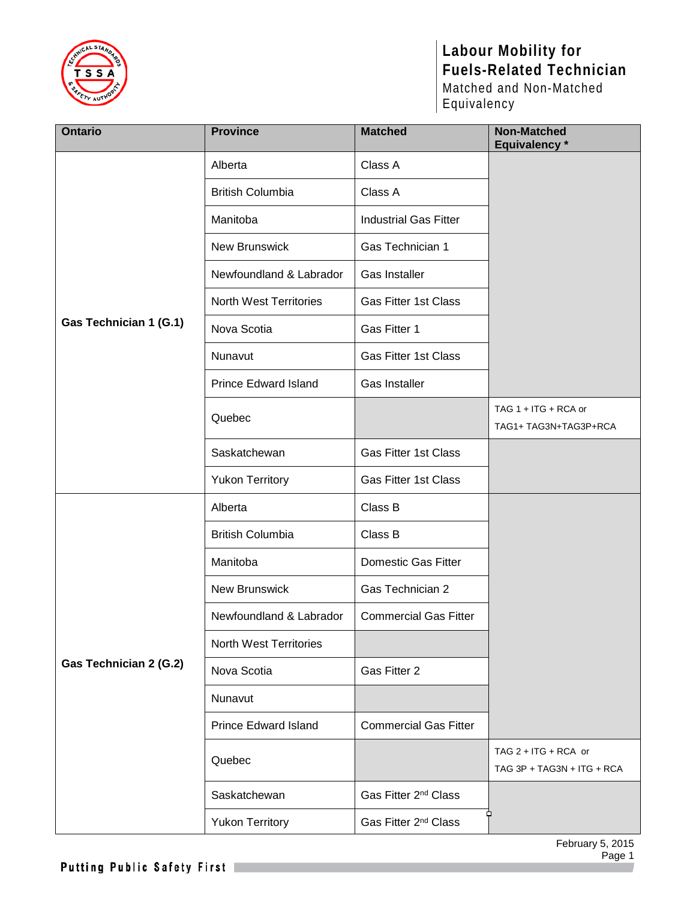# Labour Mobility for Fuels-Related Technician

Matched and Non-Matched Equivalency

| Ontario | Province | Matched | Non-Matched Equivalency * |
|---|---|---|---|
| Gas Technician 1 (G.1) | Alberta | Class A | |
| | British Columbia | Class A | |
| | Manitoba | Industrial Gas Fitter | |
| | New Brunswick | Gas Technician 1 | |
| | Newfoundland & Labrador | Gas Installer | |
| | North West Territories | Gas Fitter 1st Class | |
| | Nova Scotia | Gas Fitter 1 | |
| | Nunavut | Gas Fitter 1st Class | |
| | Prince Edward Island | Gas Installer | |
| | Quebec | | TAG 1 + ITG + RCA or TAG1+ TAG3N+TAG3P+RCA |
| | Saskatchewan | Gas Fitter 1st Class | |
| | Yukon Territory | Gas Fitter 1st Class | |
| Gas Technician 2 (G.2) | Alberta | Class B | |
| | British Columbia | Class B | |
| | Manitoba | Domestic Gas Fitter | |
| | New Brunswick | Gas Technician 2 | |
| | Newfoundland & Labrador | Commercial Gas Fitter | |
| | North West Territories | | |
| | Nova Scotia | Gas Fitter 2 | |
| | Nunavut | | |
| | Prince Edward Island | Commercial Gas Fitter | |
| | Quebec | | TAG 2 + ITG + RCA or TAG 3P + TAG3N + ITG + RCA |
| | Saskatchewan | Gas Fitter 2nd Class | |
| | Yukon Territory | Gas Fitter 2nd Class | |

February 5, 2015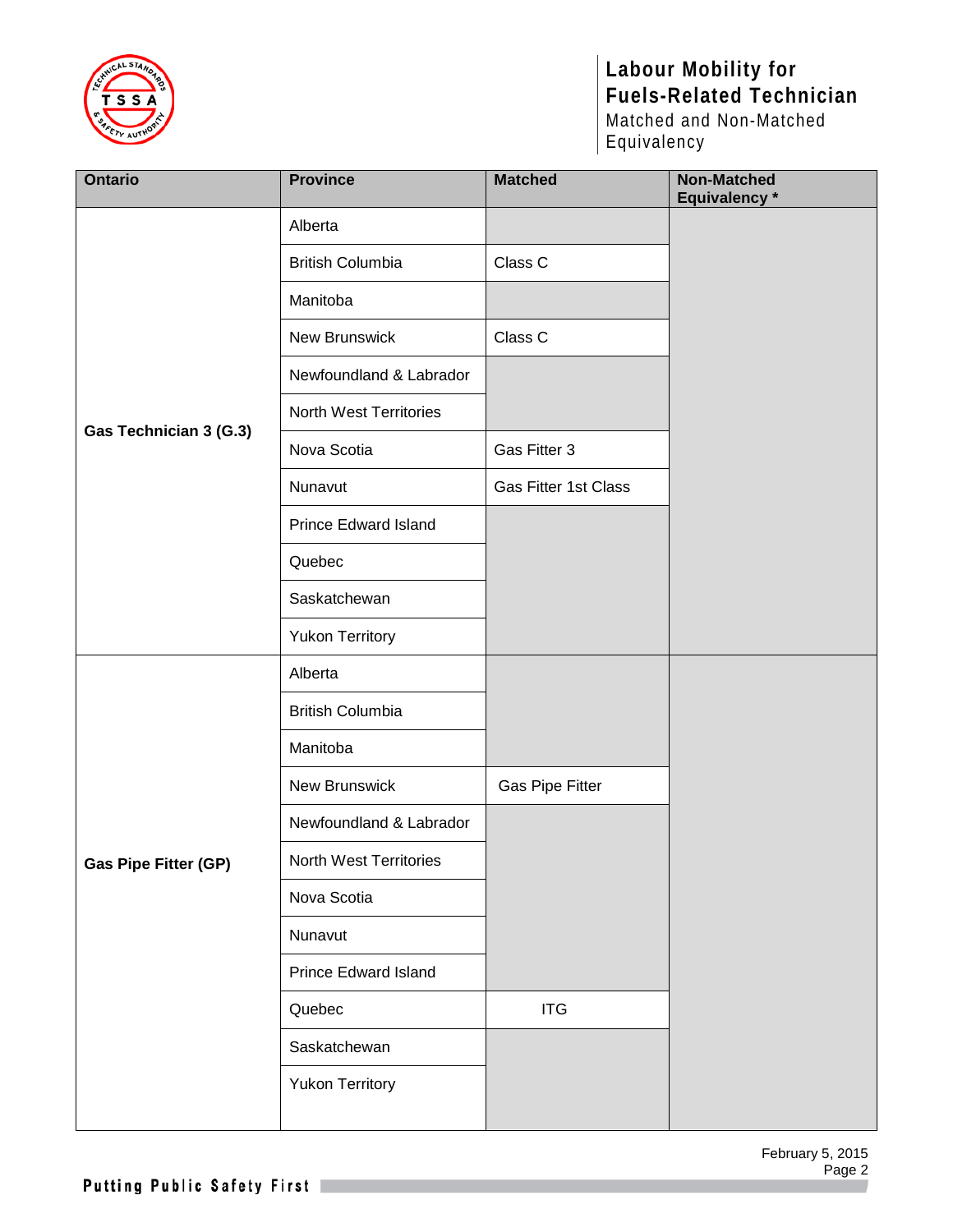| Ontario | Province | Matched | Non-Matched Equivalency * |
|---|---|---|---|
| **Gas Technician 3 (G.3)** | Alberta | | |
| | British Columbia | Class C | |
| | Manitoba | | |
| | New Brunswick | Class C | |
| | Newfoundland & Labrador | | |
| | North West Territories | | |
| | Nova Scotia | Gas Fitter 3 | |
| | Nunavut | Gas Fitter 1st Class | |
| | Prince Edward Island | | |
| | Quebec | | |
| | Saskatchewan | | |
| | Yukon Territory | | |
| **Gas Pipe Fitter (GP)** | Alberta | | |
| | British Columbia | | |
| | Manitoba | | |
| | New Brunswick | Gas Pipe Fitter | |
| | Newfoundland & Labrador | | |
| | North West Territories | | |
| | Nova Scotia | | |
| | Nunavut | | |
| | Prince Edward Island | | |
| | Quebec | ITG | |
| | Saskatchewan | | |
| | Yukon Territory | | |

February 5, 2015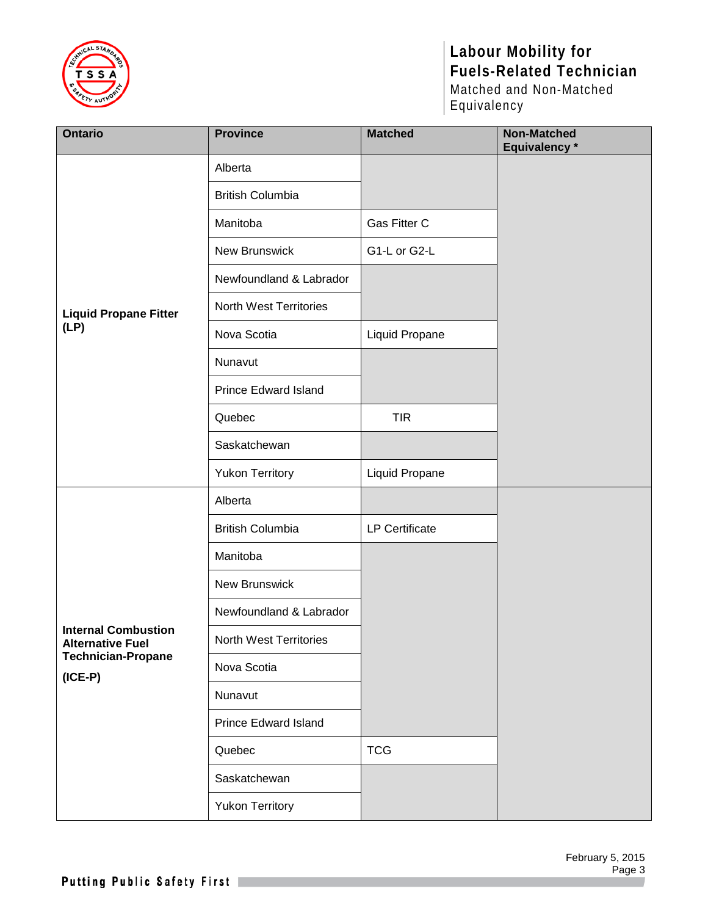| Ontario | Province | Matched | Non-Matched Equivalency * |
|---|---|---|---|
| **Liquid Propane Fitter (LP)** | Alberta | | |
| | British Columbia | | |
| | Manitoba | Gas Fitter C | |
| | New Brunswick | G1-L or G2-L | |
| | Newfoundland & Labrador | | |
| | North West Territories | | |
| | Nova Scotia | Liquid Propane | |
| | Nunavut | | |
| | Prince Edward Island | | |
| | Quebec | TIR | |
| | Saskatchewan | | |
| | Yukon Territory | Liquid Propane | |
| **Internal Combustion Alternative Fuel Technician-Propane (ICE-P)** | Alberta | | |
| | British Columbia | LP Certificate | |
| | Manitoba | | |
| | New Brunswick | | |
| | Newfoundland & Labrador | | |
| | North West Territories | | |
| | Nova Scotia | | |
| | Nunavut | | |
| | Prince Edward Island | | |
| | Quebec | TCG | |
| | Saskatchewan | | |
| | Yukon Territory | | |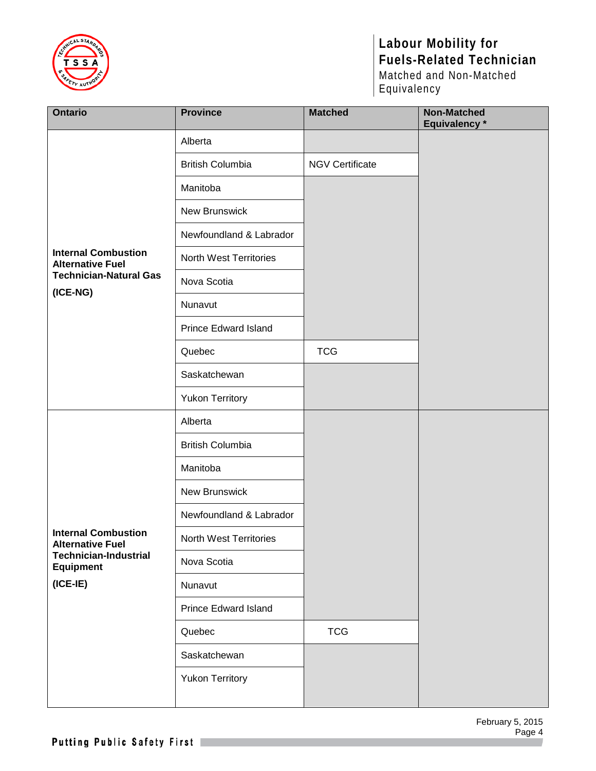| Ontario | Province | Matched | Non-Matched Equivalency * |
| --- | --- | --- | --- |
| **Internal Combustion Alternative Fuel Technician-Natural Gas (ICE-NG)** | Alberta | | |
| | British Columbia | NGV Certificate | |
| | Manitoba | | |
| | New Brunswick | | |
| | Newfoundland & Labrador | | |
| | North West Territories | | |
| | Nova Scotia | | |
| | Nunavut | | |
| | Prince Edward Island | | |
| | Quebec | TCG | |
| | Saskatchewan | | |
| | Yukon Territory | | |
| **Internal Combustion Alternative Fuel Technician-Industrial Equipment (ICE-IE)** | Alberta | | |
| | British Columbia | | |
| | Manitoba | | |
| | New Brunswick | | |
| | Newfoundland & Labrador | | |
| | North West Territories | | |
| | Nova Scotia | | |
| | Nunavut | | |
| | Prince Edward Island | | |
| | Quebec | TCG | |
| | Saskatchewan | | |
| | Yukon Territory | | |

February 5, 2015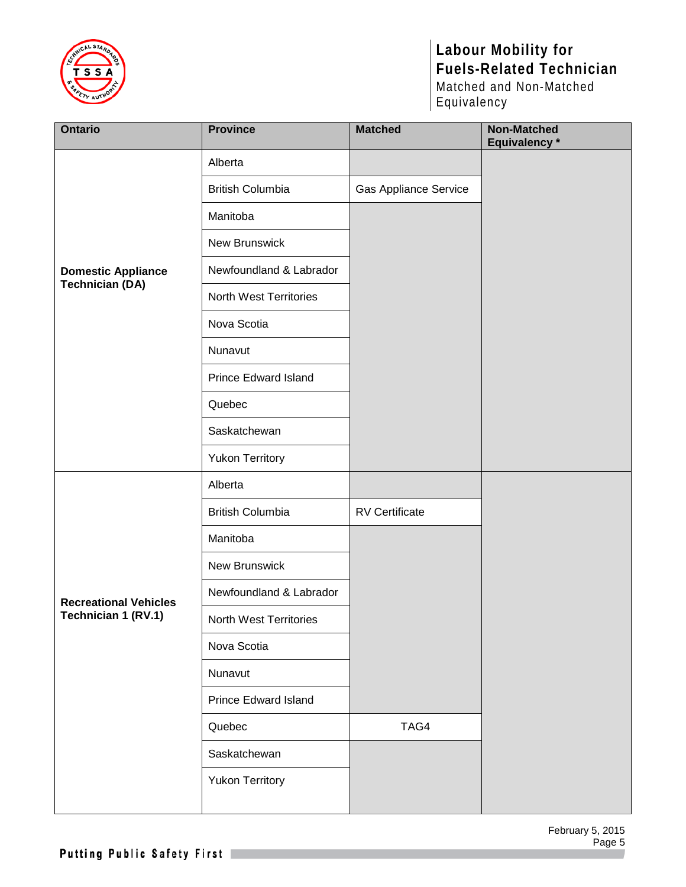| Ontario | Province | Matched | Non-Matched Equivalency * |
|---|---|---|---|
| **Domestic Appliance Technician (DA)** | Alberta | | |
| | British Columbia | Gas Appliance Service | |
| | Manitoba | | |
| | New Brunswick | | |
| | Newfoundland & Labrador | | |
| | North West Territories | | |
| | Nova Scotia | | |
| | Nunavut | | |
| | Prince Edward Island | | |
| | Quebec | | |
| | Saskatchewan | | |
| | Yukon Territory | | |
| **Recreational Vehicles Technician 1 (RV.1)** | Alberta | | |
| | British Columbia | RV Certificate | |
| | Manitoba | | |
| | New Brunswick | | |
| | Newfoundland & Labrador | | |
| | North West Territories | | |
| | Nova Scotia | | |
| | Nunavut | | |
| | Prince Edward Island | | |
| | Quebec | TAG4 | |
| | Saskatchewan | | |
| | Yukon Territory | | |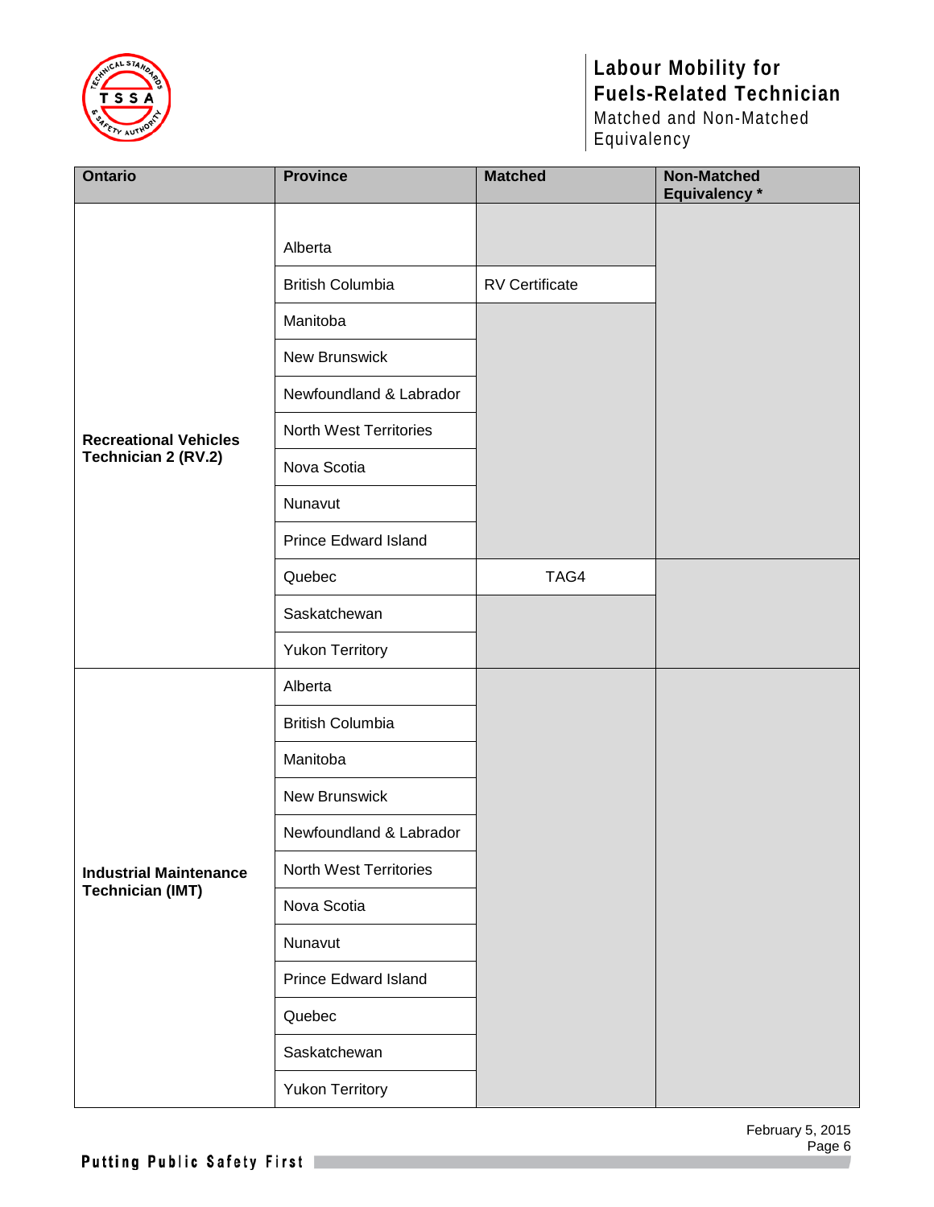| Ontario | Province | Matched | Non-Matched Equivalency * |
|---|---|---|---|
| **Recreational Vehicles Technician 2 (RV.2)** | Alberta | | |
| | British Columbia | RV Certificate | |
| | Manitoba | | |
| | New Brunswick | | |
| | Newfoundland & Labrador | | |
| | North West Territories | | |
| | Nova Scotia | | |
| | Nunavut | | |
| | Prince Edward Island | | |
| | Quebec | TAG4 | |
| | Saskatchewan | | |
| | Yukon Territory | | |
| **Industrial Maintenance Technician (IMT)** | Alberta | | |
| | British Columbia | | |
| | Manitoba | | |
| | New Brunswick | | |
| | Newfoundland & Labrador | | |
| | North West Territories | | |
| | Nova Scotia | | |
| | Nunavut | | |
| | Prince Edward Island | | |
| | Quebec | | |
| | Saskatchewan | | |
| | Yukon Territory | | |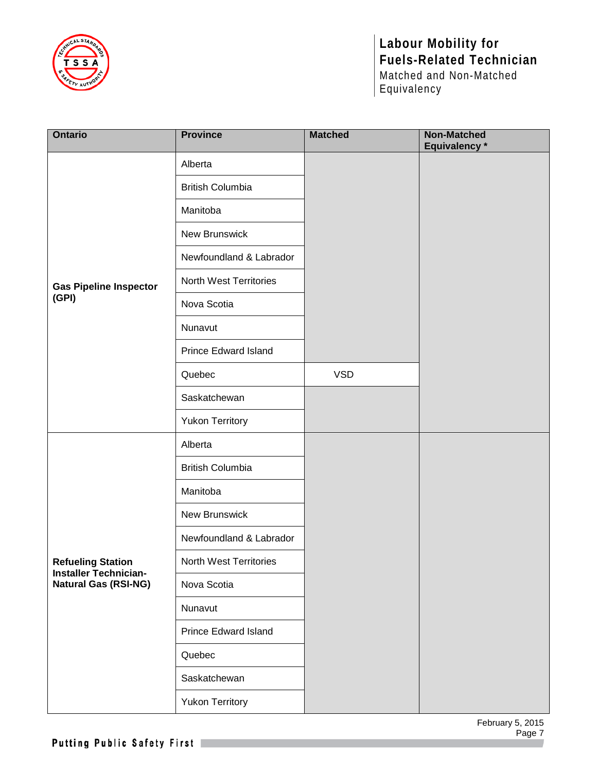| Ontario | Province | Matched | Non-Matched Equivalency * |
|---|---|---|---|
| **Gas Pipeline Inspector (GPI)** | Alberta | | |
| | British Columbia | | |
| | Manitoba | | |
| | New Brunswick | | |
| | Newfoundland & Labrador | | |
| | North West Territories | | |
| | Nova Scotia | | |
| | Nunavut | | |
| | Prince Edward Island | | |
| | Quebec | VSD | |
| | Saskatchewan | | |
| | Yukon Territory | | |
| **Refueling Station Installer Technician-Natural Gas (RSI-NG)** | Alberta | | |
| | British Columbia | | |
| | Manitoba | | |
| | New Brunswick | | |
| | Newfoundland & Labrador | | |
| | North West Territories | | |
| | Nova Scotia | | |
| | Nunavut | | |
| | Prince Edward Island | | |
| | Quebec | | |
| | Saskatchewan | | |
| | Yukon Territory | | |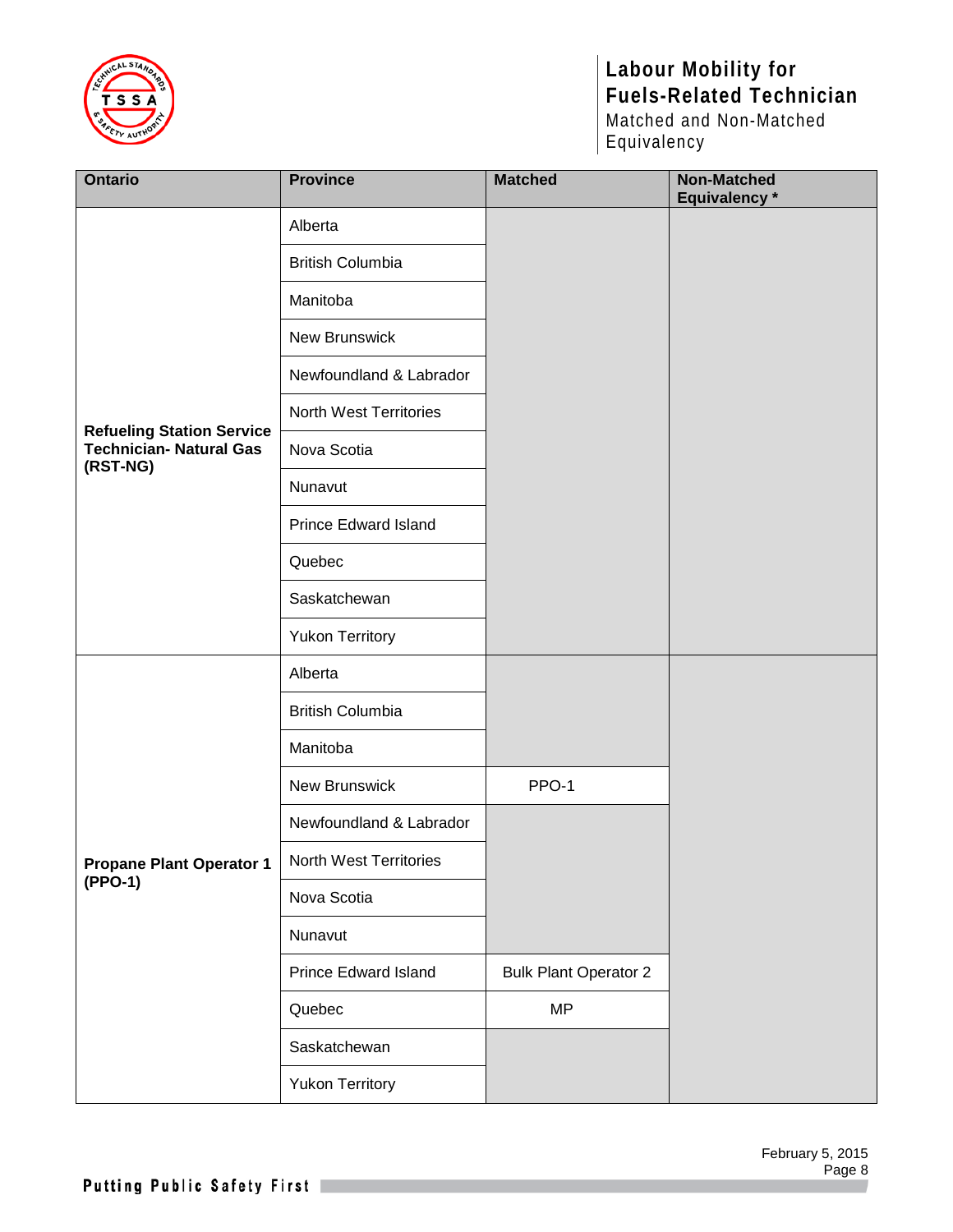| Ontario | Province | Matched | Non-Matched Equivalency * |
|---|---|---|---|
| **Refueling Station Service Technician- Natural Gas (RST-NG)** | Alberta | | |
| | British Columbia | | |
| | Manitoba | | |
| | New Brunswick | | |
| | Newfoundland & Labrador | | |
| | North West Territories | | |
| | Nova Scotia | | |
| | Nunavut | | |
| | Prince Edward Island | | |
| | Quebec | | |
| | Saskatchewan | | |
| | Yukon Territory | | |
| **Propane Plant Operator 1 (PPO-1)** | Alberta | | |
| | British Columbia | | |
| | Manitoba | | |
| | New Brunswick | PPO-1 | |
| | Newfoundland & Labrador | | |
| | North West Territories | | |
| | Nova Scotia | | |
| | Nunavut | | |
| | Prince Edward Island | Bulk Plant Operator 2 | |
| | Quebec | MP | |
| | Saskatchewan | | |
| | Yukon Territory | | |

February 5, 2015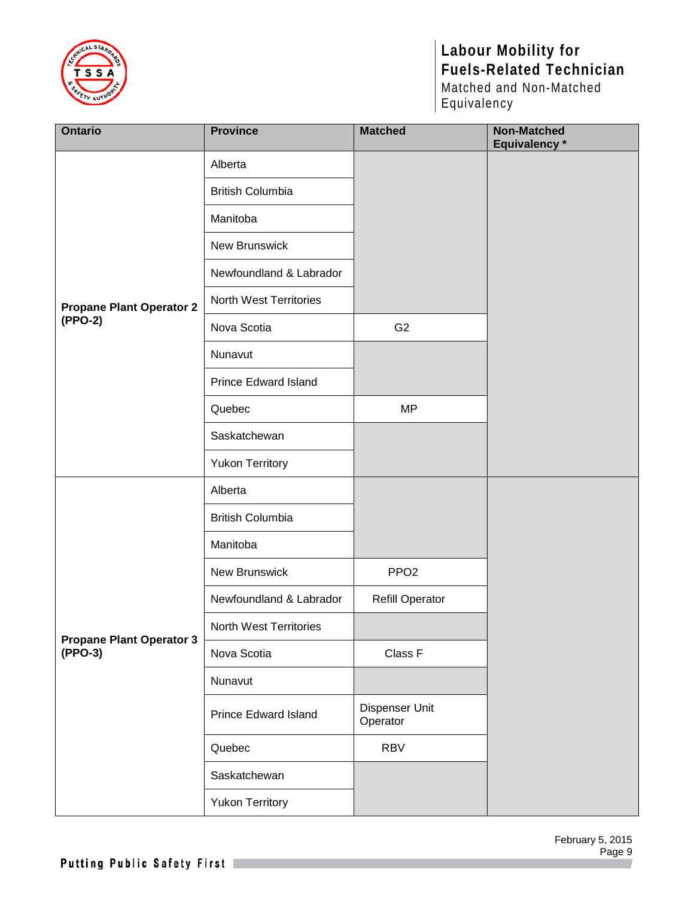| Ontario | Province | Matched | Non-Matched Equivalency * |
|---|---|---|---|
| **Propane Plant Operator 2 (PPO-2)** | Alberta | | |
| | British Columbia | | |
| | Manitoba | | |
| | New Brunswick | | |
| | Newfoundland & Labrador | | |
| | North West Territories | | |
| | Nova Scotia | G2 | |
| | Nunavut | | |
| | Prince Edward Island | | |
| | Quebec | MP | |
| | Saskatchewan | | |
| | Yukon Territory | | |
| **Propane Plant Operator 3 (PPO-3)** | Alberta | | |
| | British Columbia | | |
| | Manitoba | | |
| | New Brunswick | PPO2 | |
| | Newfoundland & Labrador | Refill Operator | |
| | North West Territories | | |
| | Nova Scotia | Class F | |
| | Nunavut | | |
| | Prince Edward Island | Dispenser Unit Operator | |
| | Quebec | RBV | |
| | Saskatchewan | | |
| | Yukon Territory | | |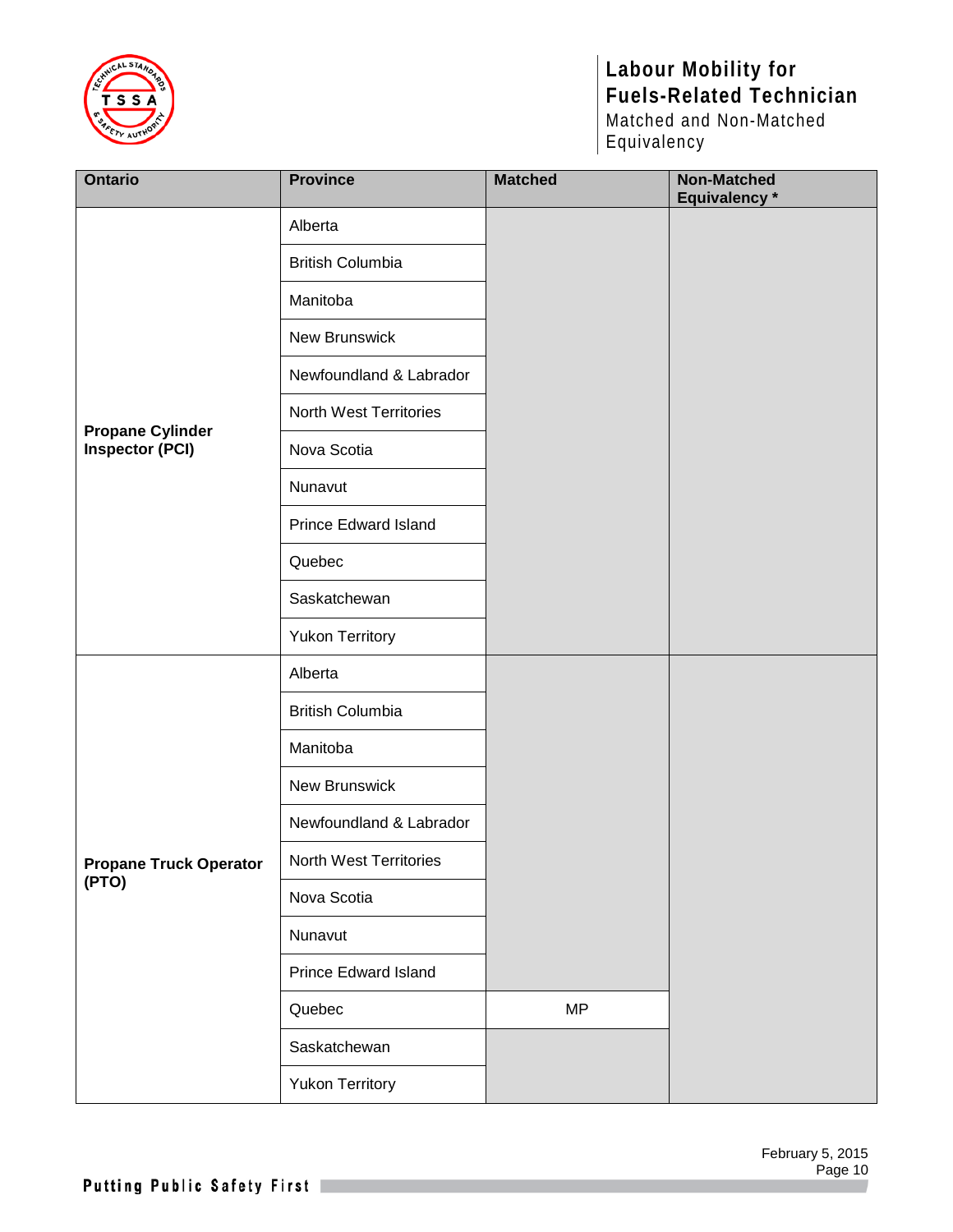| Ontario | Province | Matched | Non-Matched Equivalency * |
|---|---|---|---|
| **Propane Cylinder Inspector (PCI)** | Alberta | | |
| | British Columbia | | |
| | Manitoba | | |
| | New Brunswick | | |
| | Newfoundland & Labrador | | |
| | North West Territories | | |
| | Nova Scotia | | |
| | Nunavut | | |
| | Prince Edward Island | | |
| | Quebec | | |
| | Saskatchewan | | |
| | Yukon Territory | | |
| **Propane Truck Operator (PTO)** | Alberta | | |
| | British Columbia | | |
| | Manitoba | | |
| | New Brunswick | | |
| | Newfoundland & Labrador | | |
| | North West Territories | | |
| | Nova Scotia | | |
| | Nunavut | | |
| | Prince Edward Island | | |
| | Quebec | MP | |
| | Saskatchewan | | |
| | Yukon Territory | | |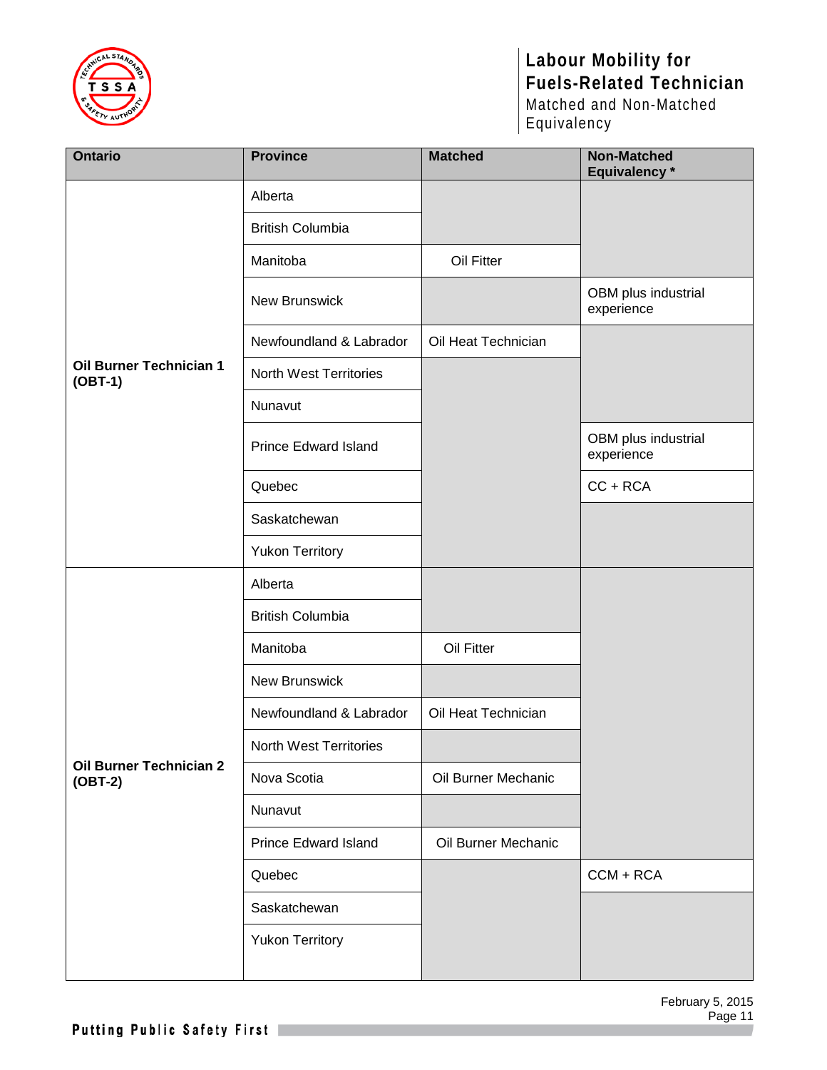# Labour Mobility for Fuels-Related Technician

Matched and Non-Matched Equivalency

| Ontario | Province | Matched | Non-Matched Equivalency * |
|---|---|---|---|
| **Oil Burner Technician 1 (OBT-1)** | Alberta | | |
| | British Columbia | | |
| | Manitoba | Oil Fitter | |
| | New Brunswick | | OBM plus industrial experience |
| | Newfoundland & Labrador | Oil Heat Technician | |
| | North West Territories | | |
| | Nunavut | | |
| | Prince Edward Island | | OBM plus industrial experience |
| | Quebec | | CC + RCA |
| | Saskatchewan | | |
| | Yukon Territory | | |
| **Oil Burner Technician 2 (OBT-2)** | Alberta | | |
| | British Columbia | | |
| | Manitoba | Oil Fitter | |
| | New Brunswick | | |
| | Newfoundland & Labrador | Oil Heat Technician | |
| | North West Territories | | |
| | Nova Scotia | Oil Burner Mechanic | |
| | Nunavut | | |
| | Prince Edward Island | Oil Burner Mechanic | |
| | Quebec | | CCM + RCA |
| | Saskatchewan | | |
| | Yukon Territory | | |

February 5, 2015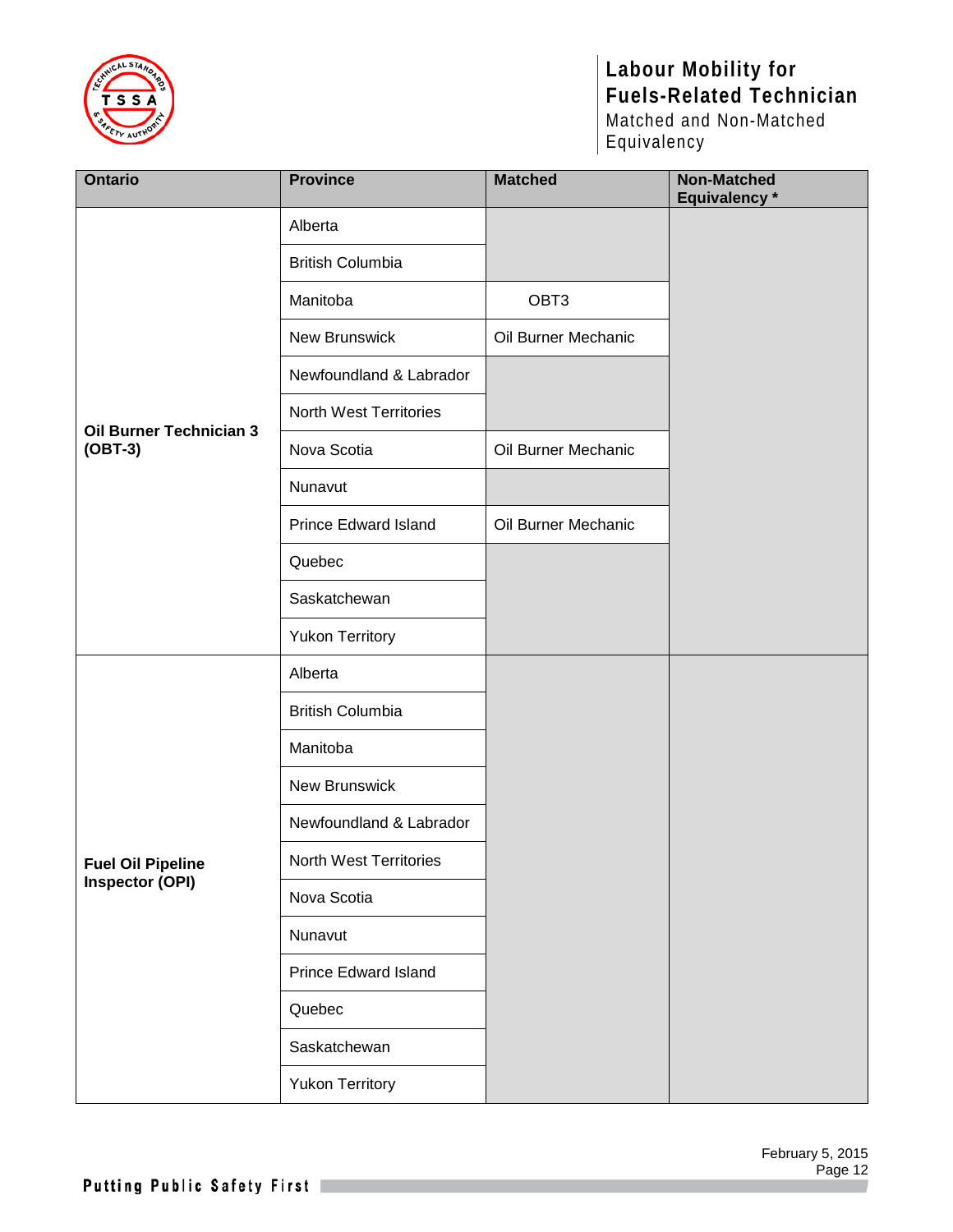| Ontario | Province | Matched | Non-Matched Equivalency * |
|---|---|---|---|
| **Oil Burner Technician 3 (OBT-3)** | Alberta | | |
| | British Columbia | | |
| | Manitoba | OBT3 | |
| | New Brunswick | Oil Burner Mechanic | |
| | Newfoundland & Labrador | | |
| | North West Territories | | |
| | Nova Scotia | Oil Burner Mechanic | |
| | Nunavut | | |
| | Prince Edward Island | Oil Burner Mechanic | |
| | Quebec | | |
| | Saskatchewan | | |
| | Yukon Territory | | |
| **Fuel Oil Pipeline Inspector (OPI)** | Alberta | | |
| | British Columbia | | |
| | Manitoba | | |
| | New Brunswick | | |
| | Newfoundland & Labrador | | |
| | North West Territories | | |
| | Nova Scotia | | |
| | Nunavut | | |
| | Prince Edward Island | | |
| | Quebec | | |
| | Saskatchewan | | |
| | Yukon Territory | | |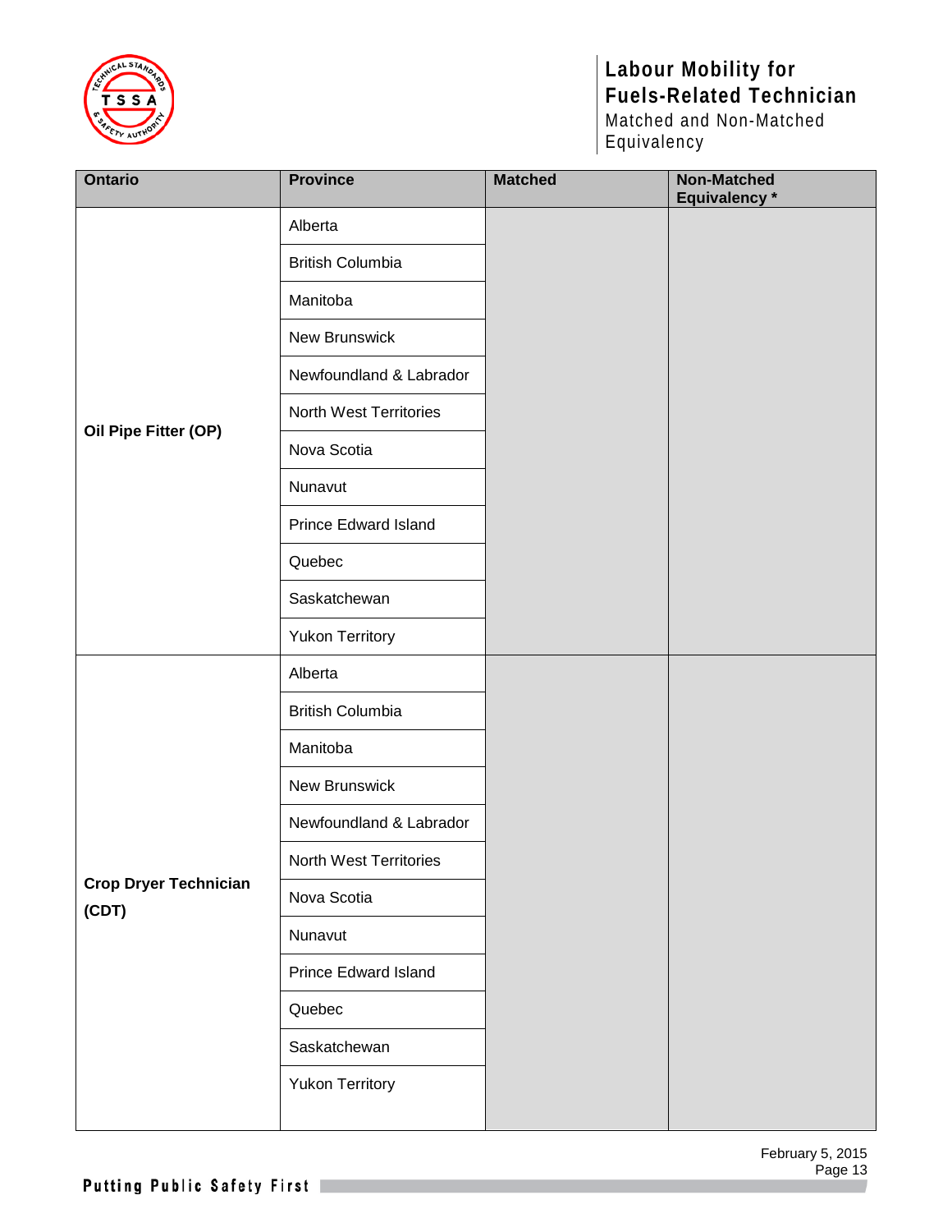| Ontario | Province | Matched | Non-Matched Equivalency * |
| --- | --- | --- | --- |
| **Oil Pipe Fitter (OP)** | Alberta | | |
| | British Columbia | | |
| | Manitoba | | |
| | New Brunswick | | |
| | Newfoundland & Labrador | | |
| | North West Territories | | |
| | Nova Scotia | | |
| | Nunavut | | |
| | Prince Edward Island | | |
| | Quebec | | |
| | Saskatchewan | | |
| | Yukon Territory | | |
| **Crop Dryer Technician (CDT)** | Alberta | | |
| | British Columbia | | |
| | Manitoba | | |
| | New Brunswick | | |
| | Newfoundland & Labrador | | |
| | North West Territories | | |
| | Nova Scotia | | |
| | Nunavut | | |
| | Prince Edward Island | | |
| | Quebec | | |
| | Saskatchewan | | |
| | Yukon Territory | | |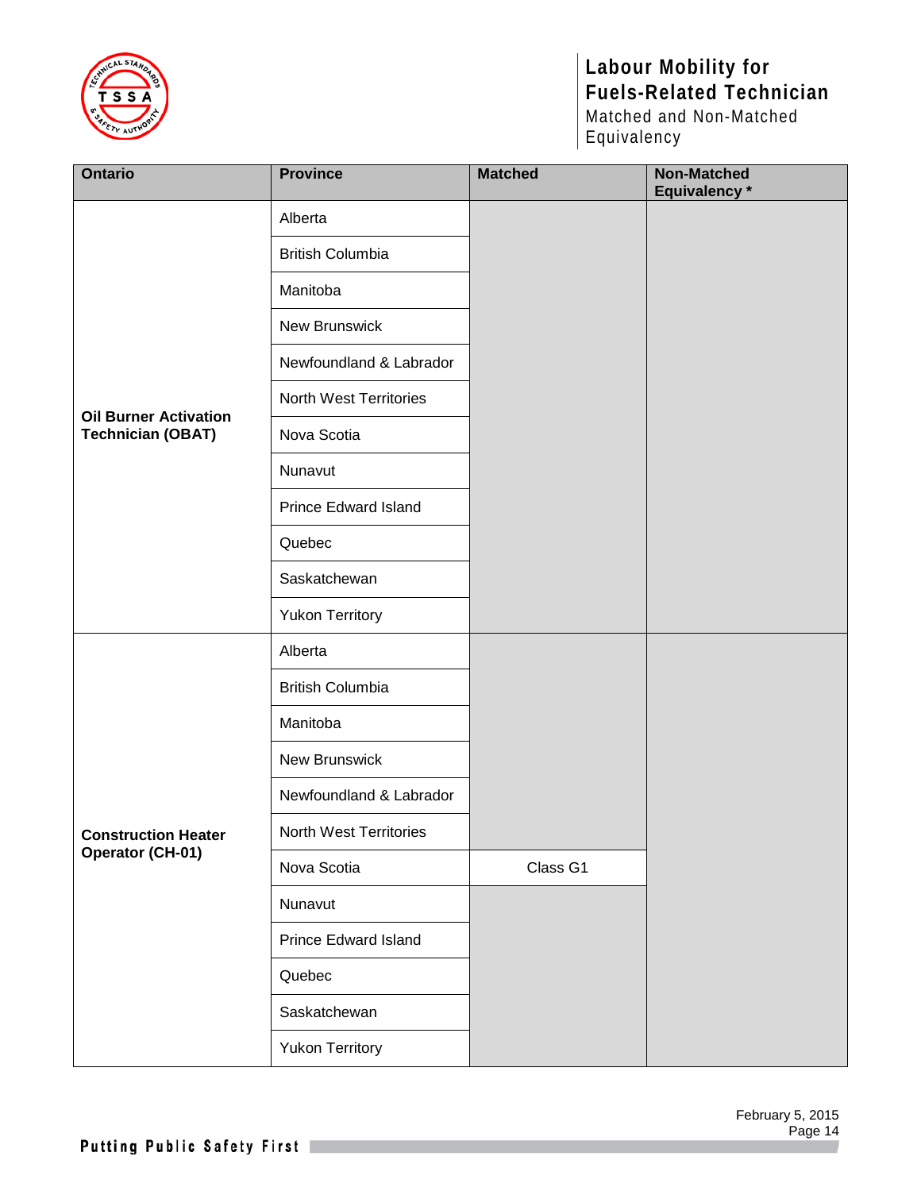| Ontario | Province | Matched | Non-Matched Equivalency * |
|---|---|---|---|
| Oil Burner Activation Technician (OBAT) | Alberta | | |
| | British Columbia | | |
| | Manitoba | | |
| | New Brunswick | | |
| | Newfoundland & Labrador | | |
| | North West Territories | | |
| | Nova Scotia | | |
| | Nunavut | | |
| | Prince Edward Island | | |
| | Quebec | | |
| | Saskatchewan | | |
| | Yukon Territory | | |
| Construction Heater Operator (CH-01) | Alberta | | |
| | British Columbia | | |
| | Manitoba | | |
| | New Brunswick | | |
| | Newfoundland & Labrador | | |
| | North West Territories | | |
| | Nova Scotia | Class G1 | |
| | Nunavut | | |
| | Prince Edward Island | | |
| | Quebec | | |
| | Saskatchewan | | |
| | Yukon Territory | | |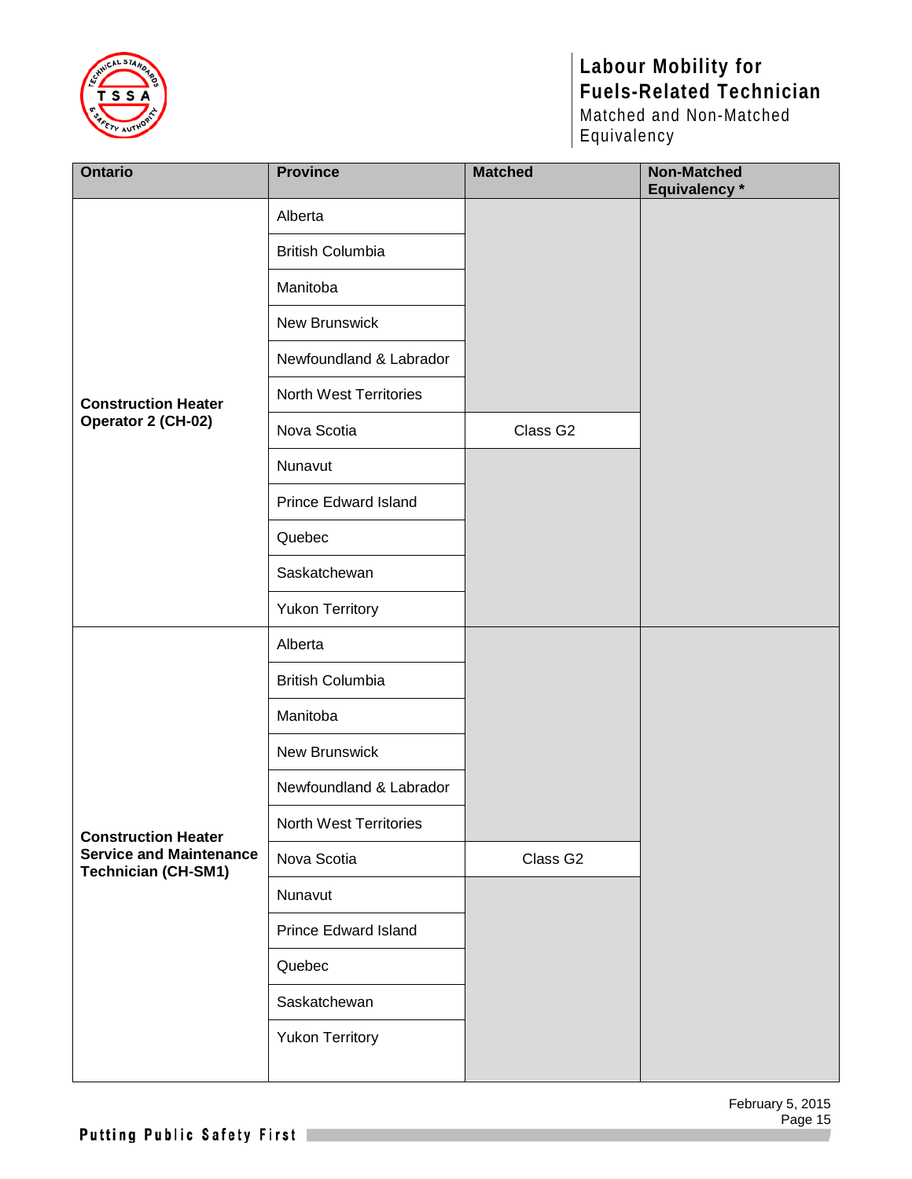| Ontario | Province | Matched | Non-Matched Equivalency * |
|---|---|---|---|
| **Construction Heater Operator 2 (CH-02)** | Alberta | | |
| | British Columbia | | |
| | Manitoba | | |
| | New Brunswick | | |
| | Newfoundland & Labrador | | |
| | North West Territories | | |
| | Nova Scotia | Class G2 | |
| | Nunavut | | |
| | Prince Edward Island | | |
| | Quebec | | |
| | Saskatchewan | | |
| | Yukon Territory | | |
| **Construction Heater Service and Maintenance Technician (CH-SM1)** | Alberta | | |
| | British Columbia | | |
| | Manitoba | | |
| | New Brunswick | | |
| | Newfoundland & Labrador | | |
| | North West Territories | | |
| | Nova Scotia | Class G2 | |
| | Nunavut | | |
| | Prince Edward Island | | |
| | Quebec | | |
| | Saskatchewan | | |
| | Yukon Territory | | |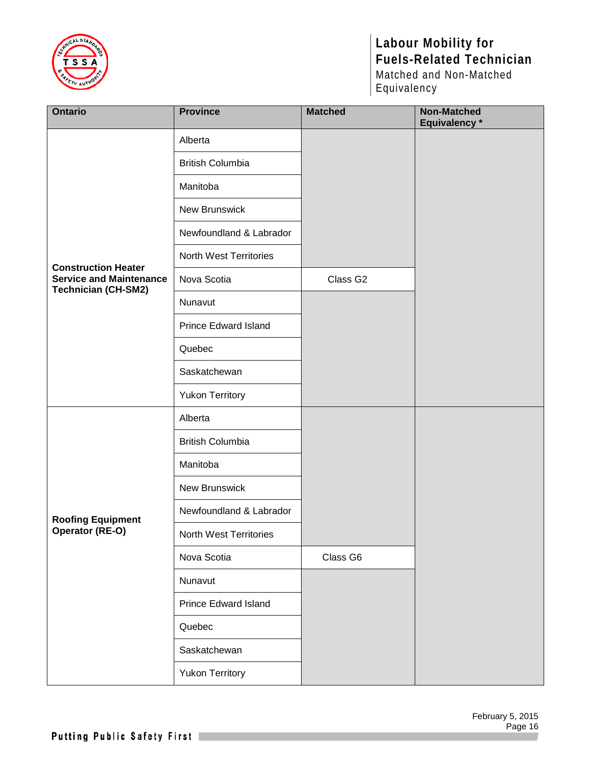| Ontario | Province | Matched | Non-Matched Equivalency * |
|---|---|---|---|
| **Construction Heater Service and Maintenance Technician (CH-SM2)** | Alberta | | |
| | British Columbia | | |
| | Manitoba | | |
| | New Brunswick | | |
| | Newfoundland & Labrador | | |
| | North West Territories | | |
| | Nova Scotia | Class G2 | |
| | Nunavut | | |
| | Prince Edward Island | | |
| | Quebec | | |
| | Saskatchewan | | |
| | Yukon Territory | | |
| **Roofing Equipment Operator (RE-O)** | Alberta | | |
| | British Columbia | | |
| | Manitoba | | |
| | New Brunswick | | |
| | Newfoundland & Labrador | | |
| | North West Territories | | |
| | Nova Scotia | Class G6 | |
| | Nunavut | | |
| | Prince Edward Island | | |
| | Quebec | | |
| | Saskatchewan | | |
| | Yukon Territory | | |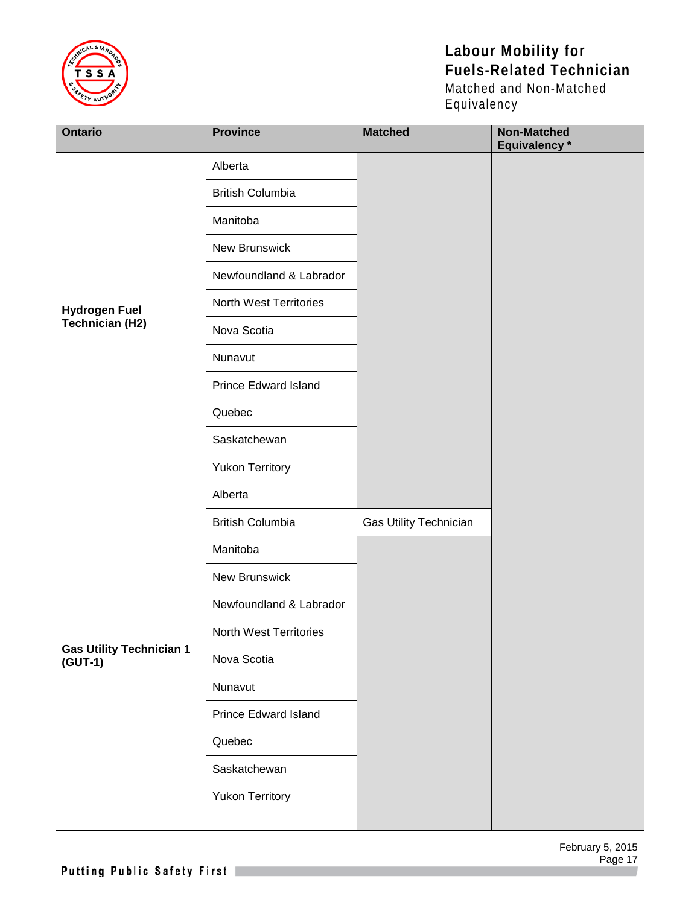# Labour Mobility for Fuels-Related Technician

Matched and Non-Matched Equivalency

| Ontario | Province | Matched | Non-Matched Equivalency * |
|---|---|---|---|
| **Hydrogen Fuel Technician (H2)** | Alberta | | |
| | British Columbia | | |
| | Manitoba | | |
| | New Brunswick | | |
| | Newfoundland & Labrador | | |
| | North West Territories | | |
| | Nova Scotia | | |
| | Nunavut | | |
| | Prince Edward Island | | |
| | Quebec | | |
| | Saskatchewan | | |
| | Yukon Territory | | |
| **Gas Utility Technician 1 (GUT-1)** | Alberta | | |
| | British Columbia | Gas Utility Technician | |
| | Manitoba | | |
| | New Brunswick | | |
| | Newfoundland & Labrador | | |
| | North West Territories | | |
| | Nova Scotia | | |
| | Nunavut | | |
| | Prince Edward Island | | |
| | Quebec | | |
| | Saskatchewan | | |
| | Yukon Territory | | |

February 5, 2015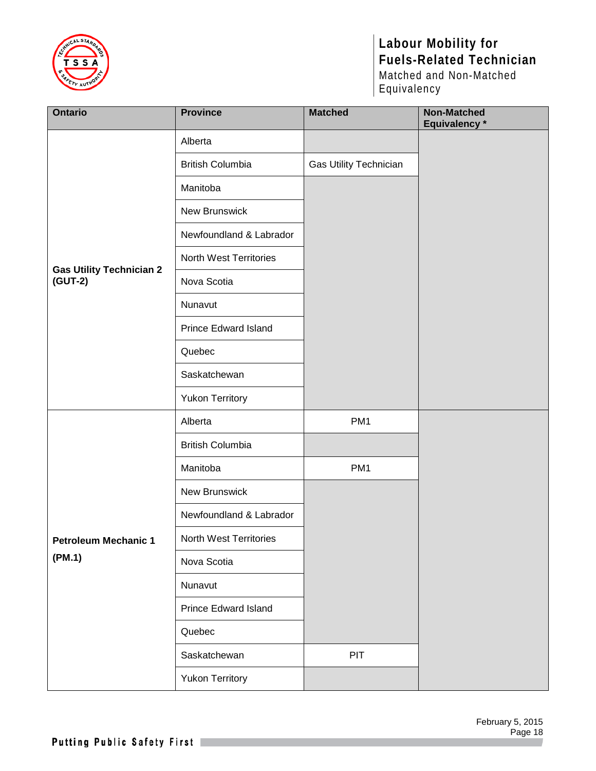| Ontario | Province | Matched | Non-Matched Equivalency * |
|---|---|---|---|
| Gas Utility Technician 2 (GUT-2) | Alberta | | |
| | British Columbia | Gas Utility Technician | |
| | Manitoba | | |
| | New Brunswick | | |
| | Newfoundland & Labrador | | |
| | North West Territories | | |
| | Nova Scotia | | |
| | Nunavut | | |
| | Prince Edward Island | | |
| | Quebec | | |
| | Saskatchewan | | |
| | Yukon Territory | | |
| Petroleum Mechanic 1 (PM.1) | Alberta | PM1 | |
| | British Columbia | | |
| | Manitoba | PM1 | |
| | New Brunswick | | |
| | Newfoundland & Labrador | | |
| | North West Territories | | |
| | Nova Scotia | | |
| | Nunavut | | |
| | Prince Edward Island | | |
| | Quebec | | |
| | Saskatchewan | PIT | |
| | Yukon Territory | | |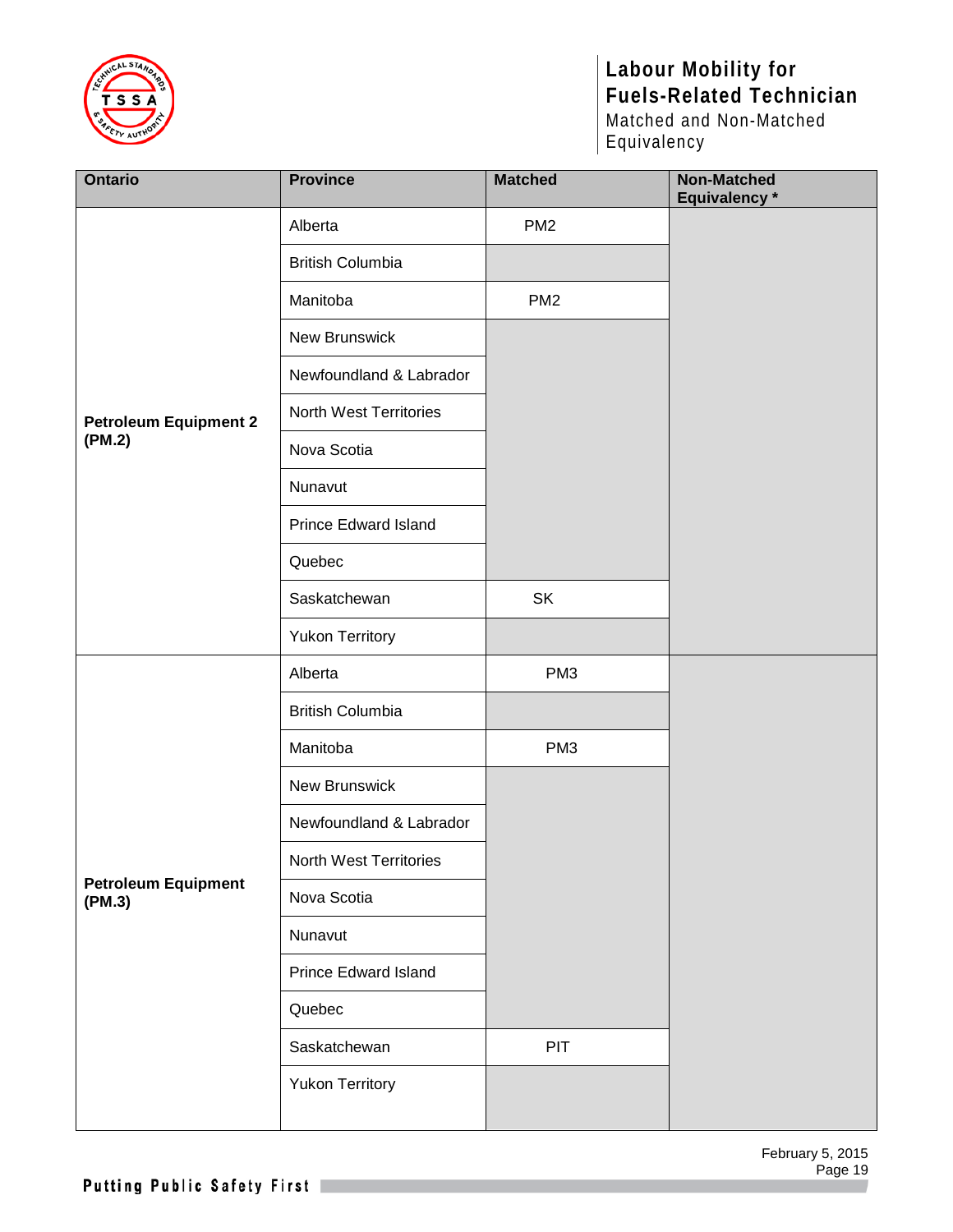| Ontario | Province | Matched | Non-Matched Equivalency * |
|---|---|---|---|
| Petroleum Equipment 2 (PM.2) | Alberta | PM2 | |
| | British Columbia | | |
| | Manitoba | PM2 | |
| | New Brunswick | | |
| | Newfoundland & Labrador | | |
| | North West Territories | | |
| | Nova Scotia | | |
| | Nunavut | | |
| | Prince Edward Island | | |
| | Quebec | | |
| | Saskatchewan | SK | |
| | Yukon Territory | | |
| Petroleum Equipment (PM.3) | Alberta | PM3 | |
| | British Columbia | | |
| | Manitoba | PM3 | |
| | New Brunswick | | |
| | Newfoundland & Labrador | | |
| | North West Territories | | |
| | Nova Scotia | | |
| | Nunavut | | |
| | Prince Edward Island | | |
| | Quebec | | |
| | Saskatchewan | PIT | |
| | Yukon Territory | | |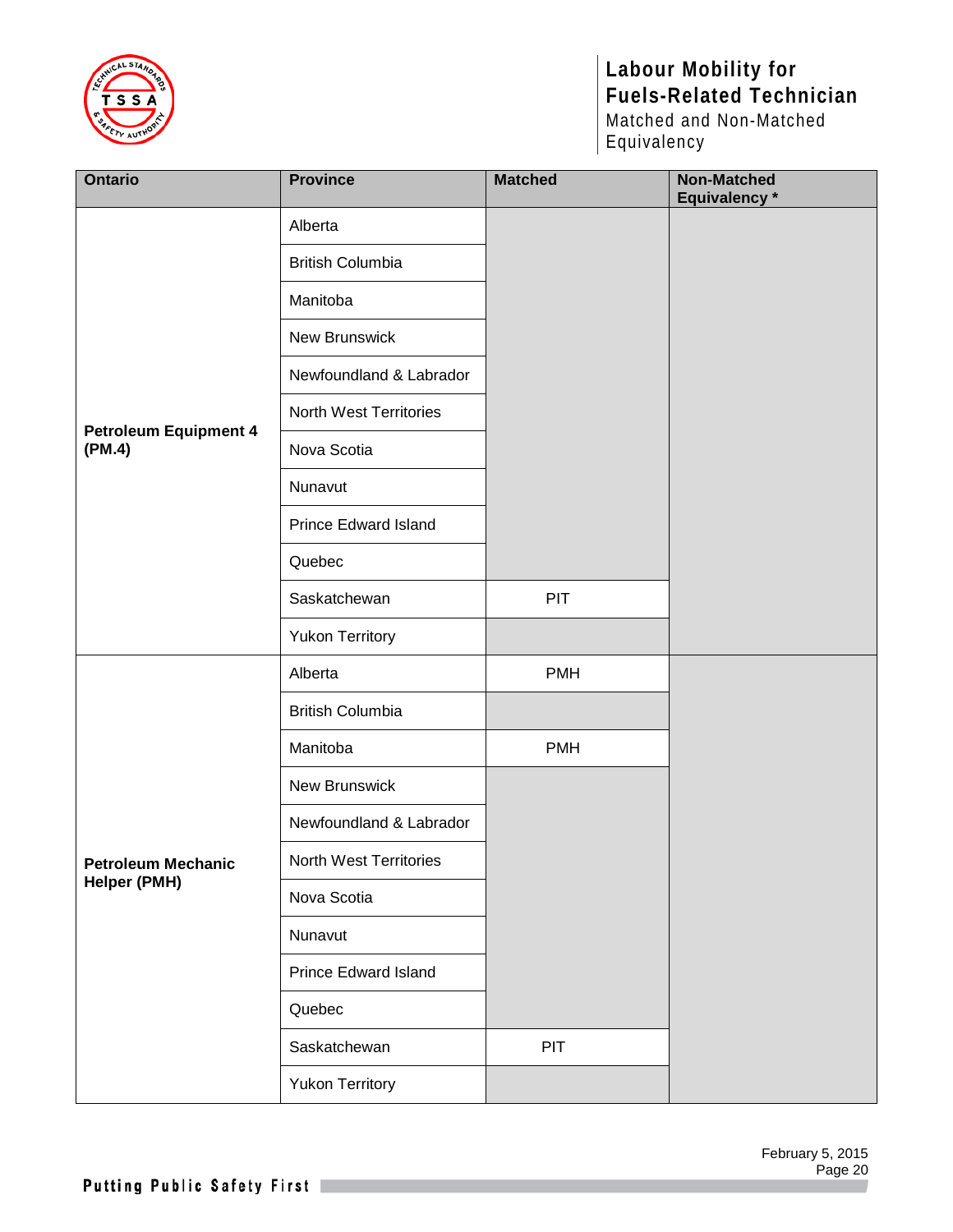| Ontario | Province | Matched | Non-Matched Equivalency * |
|---|---|---|---|
| **Petroleum Equipment 4 (PM.4)** | Alberta | | |
| | British Columbia | | |
| | Manitoba | | |
| | New Brunswick | | |
| | Newfoundland & Labrador | | |
| | North West Territories | | |
| | Nova Scotia | | |
| | Nunavut | | |
| | Prince Edward Island | | |
| | Quebec | | |
| | Saskatchewan | PIT | |
| | Yukon Territory | | |
| **Petroleum Mechanic Helper (PMH)** | Alberta | PMH | |
| | British Columbia | | |
| | Manitoba | PMH | |
| | New Brunswick | | |
| | Newfoundland & Labrador | | |
| | North West Territories | | |
| | Nova Scotia | | |
| | Nunavut | | |
| | Prince Edward Island | | |
| | Quebec | | |
| | Saskatchewan | PIT | |
| | Yukon Territory | | |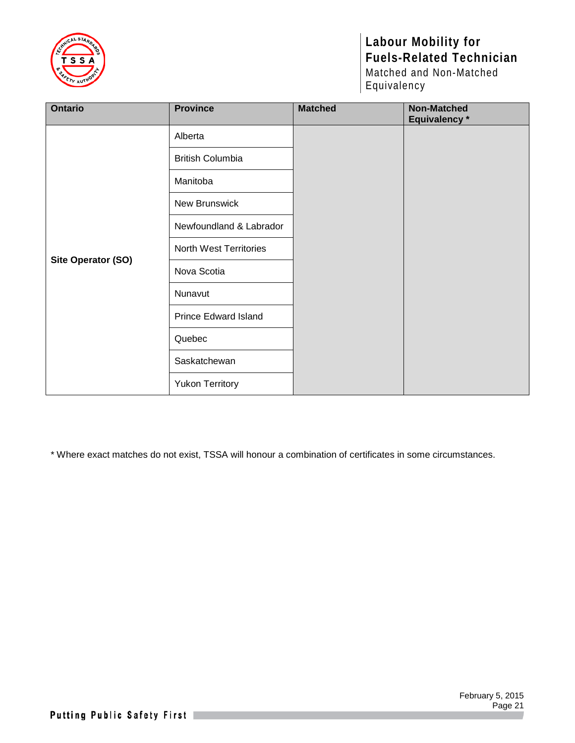| Ontario | Province | Matched | Non-Matched Equivalency * |
|---|---|---|---|
| **Site Operator (SO)** | Alberta | | |
| | British Columbia | | |
| | Manitoba | | |
| | New Brunswick | | |
| | Newfoundland & Labrador | | |
| | North West Territories | | |
| | Nova Scotia | | |
| | Nunavut | | |
| | Prince Edward Island | | |
| | Quebec | | |
| | Saskatchewan | | |
| | Yukon Territory | | |

* Where exact matches do not exist, TSSA will honour a combination of certificates in some circumstances.